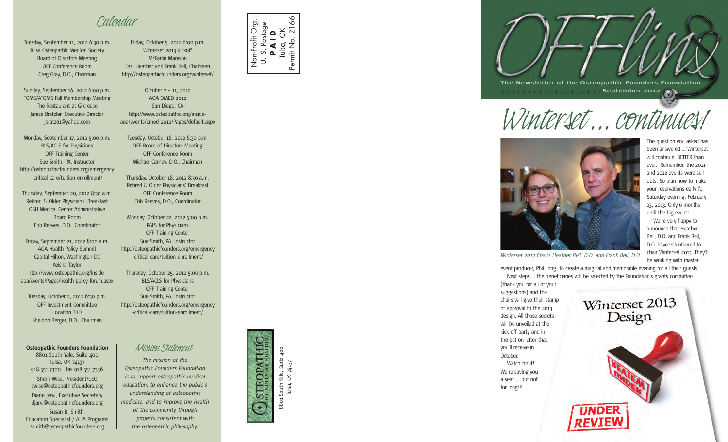# Calendar

Tuesday, September 11, 2012 6:30 p.m.
Tulsa Osteopathic Medical Society
Board of Directors Meeting
OFF Conference Room
Greg Gray, D.O., Chairman

Sunday, September 16, 2012 6:00 p.m.
TOMS/ATOMS Fall Membership Meeting
The Restaurant at Gilcrease
Janice Bratzler, Executive Director
Jbratz61@yahoo.com

Monday, September 17, 2012 5:00 p.m.
BLS/ACLS for Physicians
OFF Training Center
Sue Smith, PA, Instructor
http://osteopathicfounders.org/emergency-critical-care/tuition-enrollment/

Thursday, September 20, 2012 8:30 a.m.
Retired & Older Physicians' Breakfast
OSU Medical Center Administrative Board Room
Ebb Reeves, D.O., Coordinator

Friday, September 21, 2012 8:00 a.m.
AOA Health Policy Summit
Capital Hilton, Washington DC
Keisha Taylor
http://www.osteopathic.org/inside-aoa/events/Pages/health-policy-forum.aspx

Tuesday, October 2, 2012 6:30 p.m.
OFF Investment Committee
Location TBD
Sheldon Berger, D.O., Chairman

Friday, October 5, 2012 6:00 p.m.
Winterset 2013 Kickoff
McFarlin Mansion
Drs. Heather and Frank Bell, Chairmen
http://osteopathicfounders.org/winterset/

October 7 – 11, 2012
AOA OMED 2012
San Diego, CA
http://www.osteopathic.org/inside-aoa/events/omed-2012/Pages/default.aspx

Tuesday, October 16, 2012 6:30 p.m.
OFF Board of Directors Meeting
OFF Conference Room
Michael Carney, D.O., Chairman

Thursday, October 18, 2012 8:30 a.m.
Retired & Older Physicians' Breakfast
OFF Conference Room
Ebb Reeves, D.O., Coordinator

Monday, October 22, 2012 5:00 p.m.
PALS for Physicians
OFF Training Center
Sue Smith, PA, Instructor
http://osteopathicfounders.org/emergency-critical-care/tuition-enrollment/

Thursday, October 25, 2012 5:00 p.m.
BLS/ACLS for Physicians
OFF Training Center
Sue Smith, PA, Instructor
http://osteopathicfounders.org/emergency-critical-care/tuition-enrollment/

**Osteopathic Founders Foundation**
8801 South Yale, Suite 400
Tulsa, OK 74137
918.551.7300 fax 918.551.7336

Sherri Wise, President/CEO
swise@osteopathicfounders.org

Diane Jarvi, Executive Secretary
djarvi@osteopathicfounders.org

Susan B. Smith,
Education Specialist / AHA Programs
ssmith@osteopathicfounders.org

## Mission Statement

*The mission of the Osteopathic Founders Foundation is to support osteopathic medical education, to enhance the public's understanding of osteopathic medicine, and to improve the health of the community through projects consistent with the osteopathic philosophy.*

Non-Profit Org.
U. S. Postage
**PAID**
Tulsa, OK
Permit No. 2166

OSTEOPATHIC FOUNDERS FOUNDATION
8801 South Yale, Suite 400
Tulsa, OK 74137

# OFFlins

The Newsletter of the Osteopathic Founders Foundation
September 2012

# Winterset ... continues!

*Winterset 2013 Chairs Heather Bell, D.O. and Frank Bell, D.O.*

The question you asked has been answered ... Winterset will continue, BETTER than ever. Remember, the 2011 and 2012 events were sell-outs. So plan now to make your reservations early for Saturday evening, February 23, 2013. Only 6 months until the big event!

We're very happy to announce that Heather Bell, D.O. and Frank Bell, D.O. have volunteered to chair Winterset 2013. They'll be working with master event producer, Phil Long, to create a magical and memorable evening for all their guests.

Next steps ... the beneficiaries will be selected by the Foundation's grants committee (thank you for all of your suggestions) and the chairs will give their stamp of approval to the 2013 design. All those secrets will be unveiled at the kick-off party and in the patron letter that you'll receive in October.

Watch for it!
We're saving you a seat ... but not for long!!!

Winterset 2013 Design

UNDER REVIEW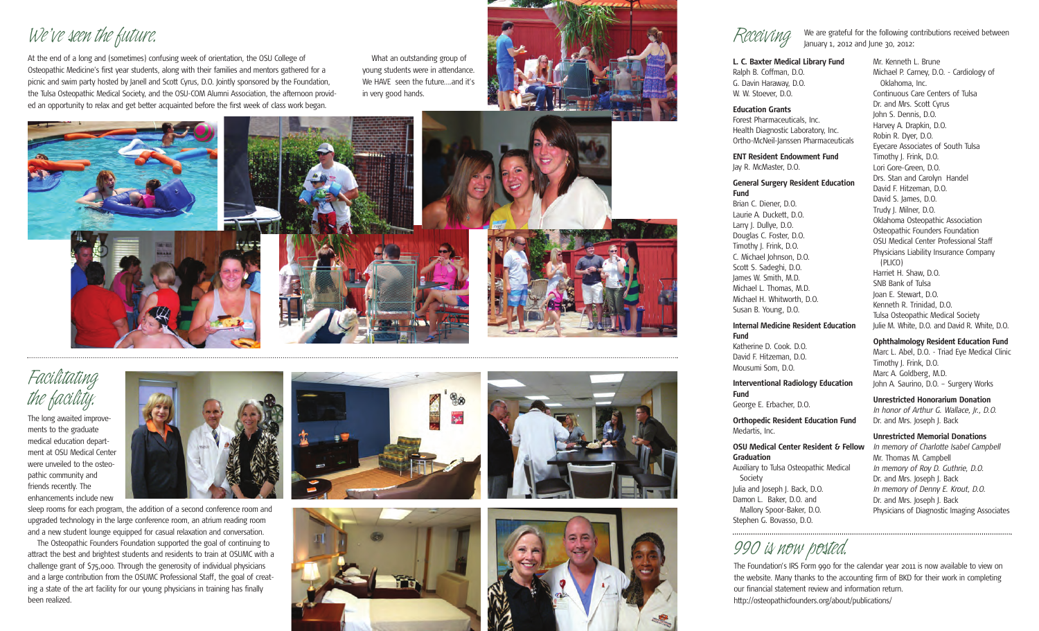# We've seen the future.

At the end of a long and (sometimes) confusing week of orientation, the OSU College of Osteopathic Medicine's first year students, along with their families and mentors gathered for a picnic and swim party hosted by Janell and Scott Cyrus, D.O. Jointly sponsored by the Foundation, the Tulsa Osteopathic Medical Society, and the OSU-COM Alumni Association, the afternoon provided an opportunity to relax and get better acquainted before the first week of class work began.

What an outstanding group of young students were in attendance. We HAVE seen the future....and it's in very good hands.

# Facilitating the facility.

The long awaited improvements to the graduate medical education department at OSU Medical Center were unveiled to the osteopathic community and friends recently. The enhancements include new sleep rooms for each program, the addition of a second conference room and upgraded technology in the large conference room, an atrium reading room and a new student lounge equipped for casual relaxation and conversation.

The Osteopathic Founders Foundation supported the goal of continuing to attract the best and brightest students and residents to train at OSUMC with a challenge grant of $75,000. Through the generosity of individual physicians and a large contribution from the OSUMC Professional Staff, the goal of creating a state of the art facility for our young physicians in training has finally been realized.

# Receiving

We are grateful for the following contributions received between January 1, 2012 and June 30, 2012:

**L. C. Baxter Medical Library Fund**
Ralph B. Coffman, D.O.
G. Davin Haraway, D.O.
W. W. Stoever, D.O.

**Education Grants**
Forest Pharmaceuticals, Inc.
Health Diagnostic Laboratory, Inc.
Ortho-McNeil-Janssen Pharmaceuticals

**ENT Resident Endowment Fund**
Jay R. McMaster, D.O.

**General Surgery Resident Education Fund**
Brian C. Diener, D.O.
Laurie A. Duckett, D.O.
Larry J. Dullye, D.O.
Douglas C. Foster, D.O.
Timothy J. Frink, D.O.
C. Michael Johnson, D.O.
Scott S. Sadeghi, D.O.
James W. Smith, M.D.
Michael L. Thomas, M.D.
Michael H. Whitworth, D.O.
Susan B. Young, D.O.

**Internal Medicine Resident Education Fund**
Katherine D. Cook. D.O.
David F. Hitzeman, D.O.
Mousumi Som, D.O.

**Interventional Radiology Education Fund**
George E. Erbacher, D.O.

**Orthopedic Resident Education Fund**
Medartis, Inc.

**OSU Medical Center Resident & Fellow Graduation**
Auxiliary to Tulsa Osteopathic Medical Society
Julia and Joseph J. Back, D.O.
Damon L. Baker, D.O. and Mallory Spoor-Baker, D.O.
Stephen G. Bovasso, D.O.
Mr. Kenneth L. Brune
Michael P. Carney, D.O. - Cardiology of Oklahoma, Inc.
Continuous Care Centers of Tulsa
Dr. and Mrs. Scott Cyrus
John S. Dennis, D.O.
Harvey A. Drapkin, D.O.
Robin R. Dyer, D.O.
Eyecare Associates of South Tulsa
Timothy J. Frink, D.O.
Lori Gore-Green, D.O.
Drs. Stan and Carolyn Handel
David F. Hitzeman, D.O.
David S. James, D.O.
Trudy J. Milner, D.O.
Oklahoma Osteopathic Association
Osteopathic Founders Foundation
OSU Medical Center Professional Staff
Physicians Liability Insurance Company (PLICO)
Harriet H. Shaw, D.O.
SNB Bank of Tulsa
Joan E. Stewart, D.O.
Kenneth R. Trinidad, D.O.
Tulsa Osteopathic Medical Society
Julie M. White, D.O. and David R. White, D.O.

**Ophthalmology Resident Education Fund**
Marc L. Abel, D.O. - Triad Eye Medical Clinic
Timothy J. Frink, D.O.
Marc A. Goldberg, M.D.
John A. Saurino, D.O. – Surgery Works

**Unrestricted Honorarium Donation**
*In honor of Arthur G. Wallace, Jr., D.O.*
Dr. and Mrs. Joseph J. Back

**Unrestricted Memorial Donations**
*In memory of Charlotte Isabel Campbell*
Mr. Thomas M. Campbell
*In memory of Roy D. Guthrie, D.O.*
Dr. and Mrs. Joseph J. Back
*In memory of Denny E. Krout, D.O.*
Dr. and Mrs. Joseph J. Back
Physicians of Diagnostic Imaging Associates

# 990 is now posted.

The Foundation's IRS Form 990 for the calendar year 2011 is now available to view on the website. Many thanks to the accounting firm of BKD for their work in completing our financial statement review and information return.
http://osteopathicfounders.org/about/publications/